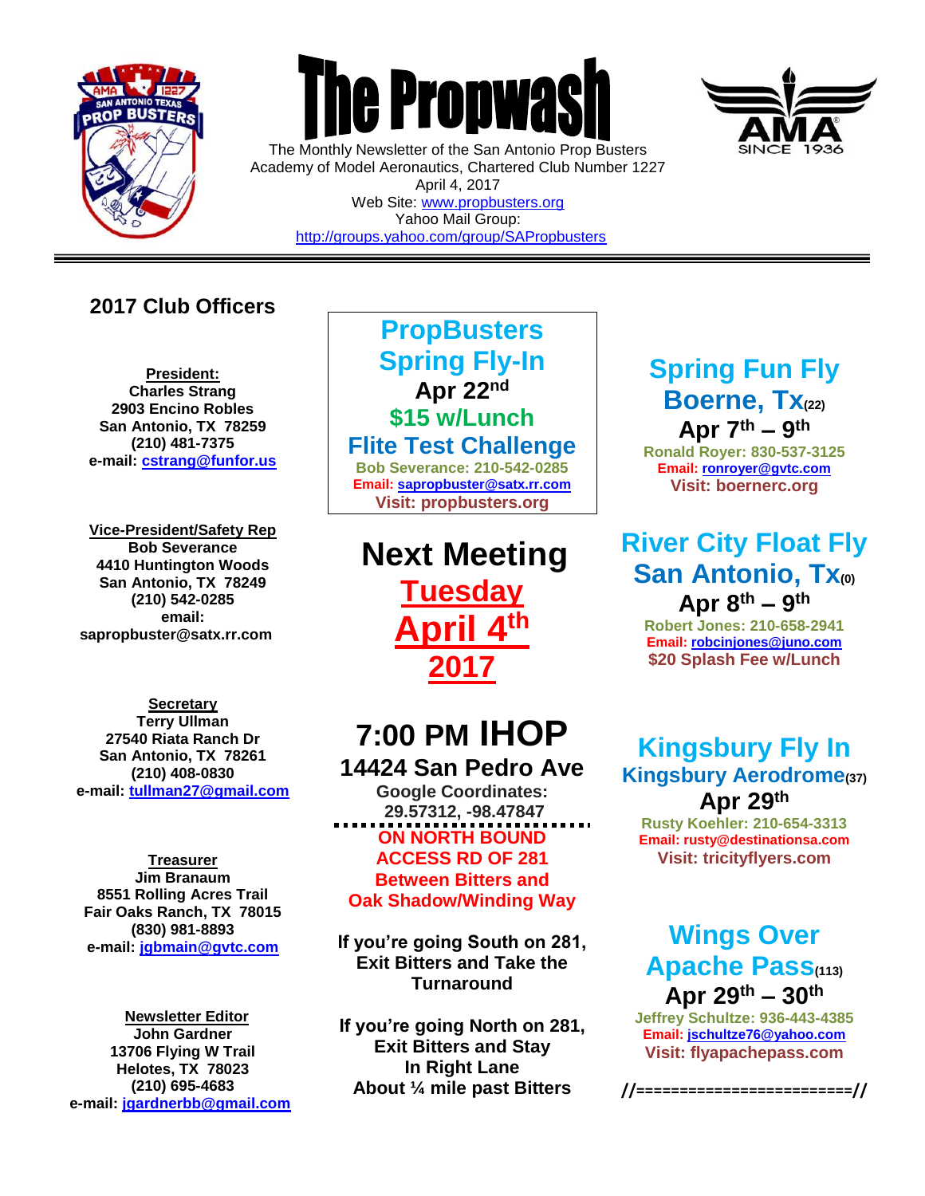# The Propwash

The Monthly Newsletter of the San Antonio Prop Busters
Academy of Model Aeronautics, Chartered Club Number 1227
April 4, 2017
Web Site: www.propbusters.org
Yahoo Mail Group:
http://groups.yahoo.com/group/SAPropbusters

## 2017 Club Officers

**President:**
**Charles Strang**
**2903 Encino Robles**
**San Antonio, TX 78259**
**(210) 481-7375**
**e-mail: cstrang@funfor.us**

**Vice-President/Safety Rep**
**Bob Severance**
**4410 Huntington Woods**
**San Antonio, TX 78249**
**(210) 542-0285**
**email:**
**sapropbuster@satx.rr.com**

**Secretary**
**Terry Ullman**
**27540 Riata Ranch Dr**
**San Antonio, TX 78261**
**(210) 408-0830**
**e-mail: tullman27@gmail.com**

**Treasurer**
**Jim Branaum**
**8551 Rolling Acres Trail**
**Fair Oaks Ranch, TX 78015**
**(830) 981-8893**
**e-mail: jgbmain@gvtc.com**

**Newsletter Editor**
**John Gardner**
**13706 Flying W Trail**
**Helotes, TX 78023**
**(210) 695-4683**
**e-mail: jgardnerbb@gmail.com**

## PropBusters Spring Fly-In

**Apr 22nd**
**$15 w/Lunch**
**Flite Test Challenge**
**Bob Severance: 210-542-0285**
**Email: sapropbuster@satx.rr.com**
**Visit: propbusters.org**

## Next Meeting

**Tuesday April 4th 2017**

## 7:00 PM IHOP

**14424 San Pedro Ave**
**Google Coordinates: 29.57312, -98.47847**

**ON NORTH BOUND ACCESS RD OF 281 Between Bitters and Oak Shadow/Winding Way**

**If you're going South on 281, Exit Bitters and Take the Turnaround**

**If you're going North on 281, Exit Bitters and Stay In Right Lane About ¼ mile past Bitters**

## Spring Fun Fly
**Boerne, Tx(22)**
**Apr 7th – 9th**
**Ronald Royer: 830-537-3125**
**Email: ronroyer@gvtc.com**
**Visit: boernerc.org**

## River City Float Fly
**San Antonio, Tx(0)**
**Apr 8th – 9th**
**Robert Jones: 210-658-2941**
**Email: robcinjones@juno.com**
**$20 Splash Fee w/Lunch**

## Kingsbury Fly In
**Kingsbury Aerodrome(37)**
**Apr 29th**
**Rusty Koehler: 210-654-3313**
**Email: rusty@destinationsa.com**
**Visit: tricityflyers.com**

## Wings Over Apache Pass(113)
**Apr 29th – 30th**
**Jeffrey Schultze: 936-443-4385**
**Email: jschultze76@yahoo.com**
**Visit: flyapachepass.com**

//========================//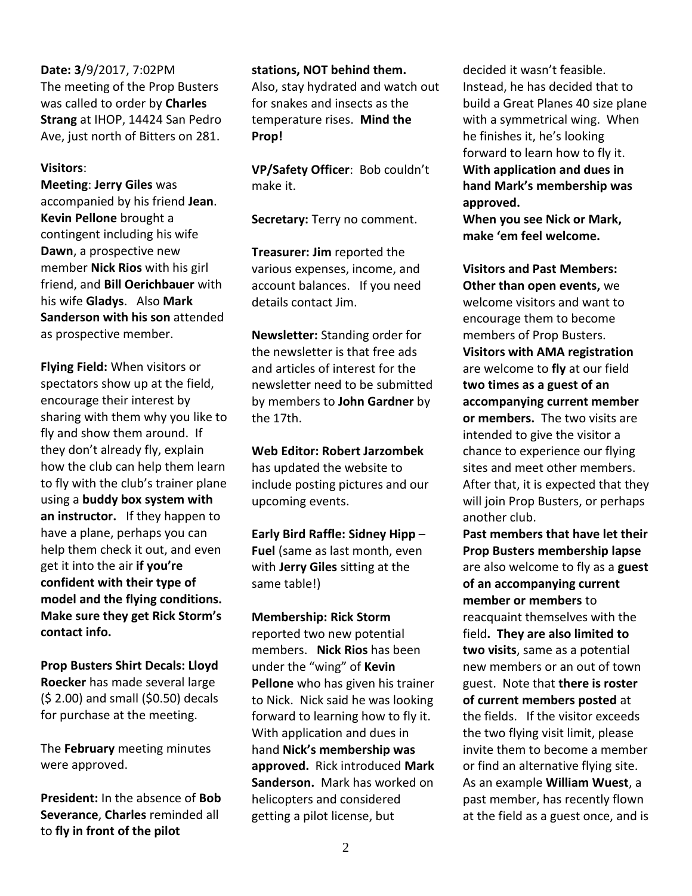**Date: 3**/9/2017, 7:02PM
The meeting of the Prop Busters was called to order by **Charles Strang** at IHOP, 14424 San Pedro Ave, just north of Bitters on 281.

**Visitors**:
**Meeting**: **Jerry Giles** was accompanied by his friend **Jean**. **Kevin Pellone** brought a contingent including his wife **Dawn**, a prospective new member **Nick Rios** with his girl friend, and **Bill Oerichbauer** with his wife **Gladys**. Also **Mark Sanderson with his son** attended as prospective member.

**Flying Field:** When visitors or spectators show up at the field, encourage their interest by sharing with them why you like to fly and show them around. If they don't already fly, explain how the club can help them learn to fly with the club's trainer plane using a **buddy box system with an instructor.** If they happen to have a plane, perhaps you can help them check it out, and even get it into the air **if you're confident with their type of model and the flying conditions. Make sure they get Rick Storm's contact info.**

**Prop Busters Shirt Decals: Lloyd Roecker** has made several large ($ 2.00) and small ($0.50) decals for purchase at the meeting.

The **February** meeting minutes were approved.

**President:** In the absence of **Bob Severance**, **Charles** reminded all to **fly in front of the pilot stations, NOT behind them.** Also, stay hydrated and watch out for snakes and insects as the temperature rises. **Mind the Prop!**

**VP/Safety Officer**: Bob couldn't make it.

**Secretary:** Terry no comment.

**Treasurer: Jim** reported the various expenses, income, and account balances. If you need details contact Jim.

**Newsletter:** Standing order for the newsletter is that free ads and articles of interest for the newsletter need to be submitted by members to **John Gardner** by the 17th.

**Web Editor: Robert Jarzombek** has updated the website to include posting pictures and our upcoming events.

**Early Bird Raffle: Sidney Hipp** – **Fuel** (same as last month, even with **Jerry Giles** sitting at the same table!)

**Membership: Rick Storm** reported two new potential members. **Nick Rios** has been under the "wing" of **Kevin Pellone** who has given his trainer to Nick. Nick said he was looking forward to learning how to fly it. With application and dues in hand **Nick's membership was approved.** Rick introduced **Mark Sanderson.** Mark has worked on helicopters and considered getting a pilot license, but decided it wasn't feasible. Instead, he has decided that to build a Great Planes 40 size plane with a symmetrical wing. When he finishes it, he's looking forward to learn how to fly it. **With application and dues in hand Mark's membership was approved.**
**When you see Nick or Mark, make 'em feel welcome.**

**Visitors and Past Members: Other than open events,** we welcome visitors and want to encourage them to become members of Prop Busters. **Visitors with AMA registration** are welcome to **fly** at our field **two times as a guest of an accompanying current member or members.** The two visits are intended to give the visitor a chance to experience our flying sites and meet other members. After that, it is expected that they will join Prop Busters, or perhaps another club.
**Past members that have let their Prop Busters membership lapse** are also welcome to fly as a **guest of an accompanying current member or members** to reacquaint themselves with the field**. They are also limited to two visits**, same as a potential new members or an out of town guest. Note that **there is roster of current members posted** at the fields. If the visitor exceeds the two flying visit limit, please invite them to become a member or find an alternative flying site. As an example **William Wuest**, a past member, has recently flown at the field as a guest once, and is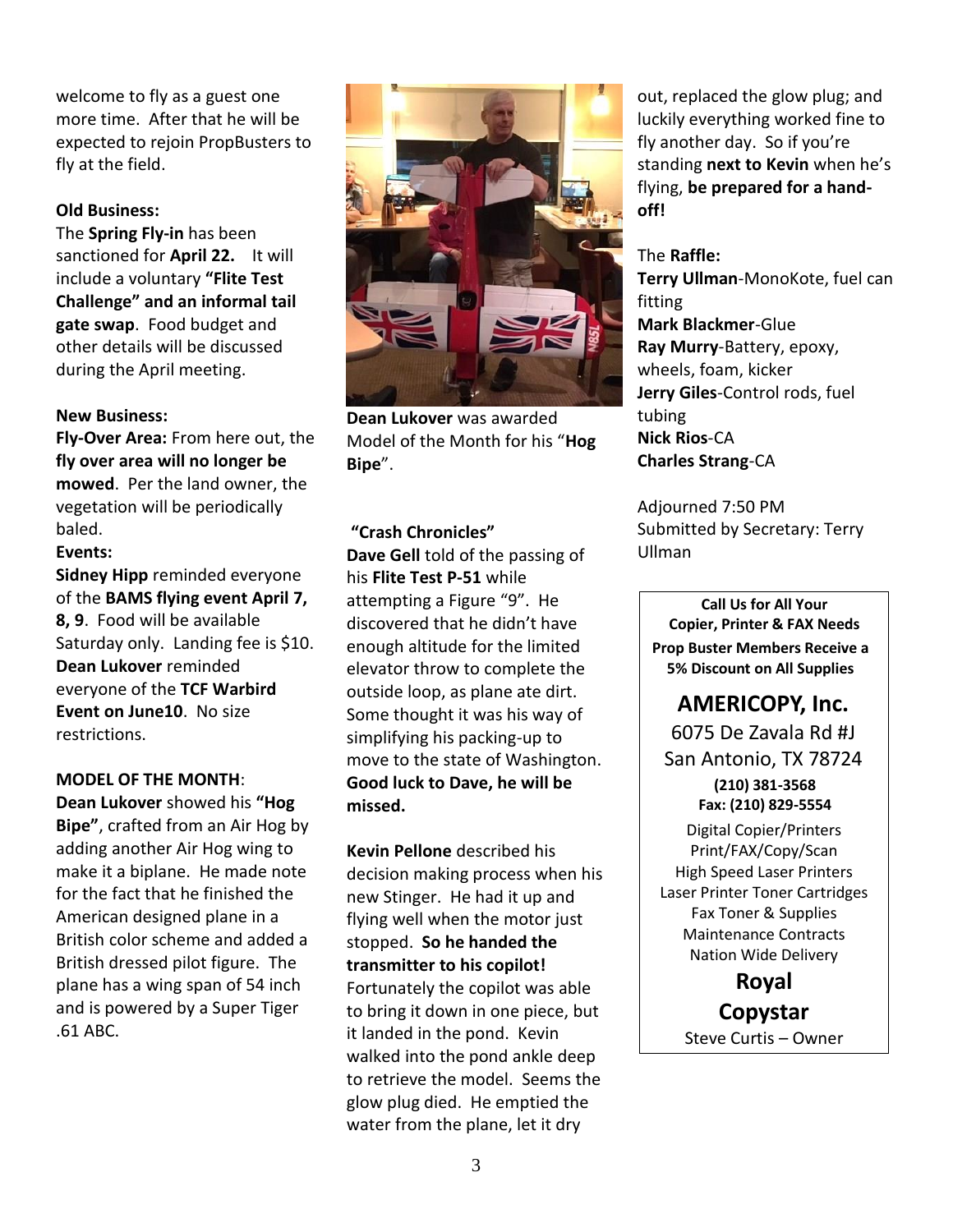welcome to fly as a guest one more time. After that he will be expected to rejoin PropBusters to fly at the field.

**Old Business:**

The **Spring Fly-in** has been sanctioned for **April 22.** It will include a voluntary **"Flite Test Challenge" and an informal tail gate swap**. Food budget and other details will be discussed during the April meeting.

**New Business:**

**Fly-Over Area:** From here out, the **fly over area will no longer be mowed**. Per the land owner, the vegetation will be periodically baled.

**Events:**

**Sidney Hipp** reminded everyone of the **BAMS flying event April 7, 8, 9**. Food will be available Saturday only. Landing fee is $10. **Dean Lukover** reminded everyone of the **TCF Warbird Event on June10**. No size restrictions.

**MODEL OF THE MONTH**:

**Dean Lukover** showed his **"Hog Bipe"**, crafted from an Air Hog by adding another Air Hog wing to make it a biplane. He made note for the fact that he finished the American designed plane in a British color scheme and added a British dressed pilot figure. The plane has a wing span of 54 inch and is powered by a Super Tiger .61 ABC.

**Dean Lukover** was awarded Model of the Month for his "**Hog Bipe**".

**"Crash Chronicles"**

**Dave Gell** told of the passing of his **Flite Test P-51** while attempting a Figure "9". He discovered that he didn't have enough altitude for the limited elevator throw to complete the outside loop, as plane ate dirt. Some thought it was his way of simplifying his packing-up to move to the state of Washington. **Good luck to Dave, he will be missed.**

**Kevin Pellone** described his decision making process when his new Stinger. He had it up and flying well when the motor just stopped. **So he handed the transmitter to his copilot!** Fortunately the copilot was able to bring it down in one piece, but it landed in the pond. Kevin walked into the pond ankle deep to retrieve the model. Seems the glow plug died. He emptied the water from the plane, let it dry out, replaced the glow plug; and luckily everything worked fine to fly another day. So if you're standing **next to Kevin** when he's flying, **be prepared for a hand-off!**

The **Raffle:**

**Terry Ullman**-MonoKote, fuel can fitting
**Mark Blackmer**-Glue
**Ray Murry**-Battery, epoxy, wheels, foam, kicker
**Jerry Giles**-Control rods, fuel tubing
**Nick Rios**-CA
**Charles Strang**-CA

Adjourned 7:50 PM
Submitted by Secretary: Terry Ullman

**Call Us for All Your Copier, Printer & FAX Needs**
**Prop Buster Members Receive a 5% Discount on All Supplies**

**AMERICOPY, Inc.**
6075 De Zavala Rd #J
San Antonio, TX 78724
**(210) 381-3568**
**Fax: (210) 829-5554**

Digital Copier/Printers
Print/FAX/Copy/Scan
High Speed Laser Printers
Laser Printer Toner Cartridges
Fax Toner & Supplies
Maintenance Contracts
Nation Wide Delivery

**Royal Copystar**
Steve Curtis – Owner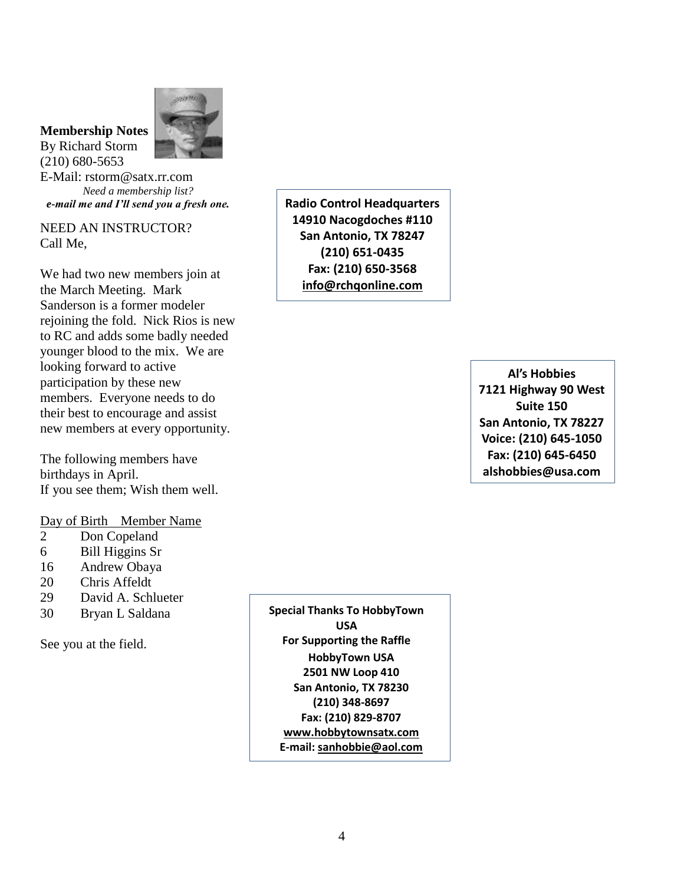## Membership Notes

By Richard Storm
(210) 680-5653
E-Mail: rstorm@satx.rr.com

*Need a membership list?*
***e-mail me and I'll send you a fresh one.***

NEED AN INSTRUCTOR?
Call Me,

We had two new members join at the March Meeting. Mark Sanderson is a former modeler rejoining the fold. Nick Rios is new to RC and adds some badly needed younger blood to the mix. We are looking forward to active participation by these new members. Everyone needs to do their best to encourage and assist new members at every opportunity.

The following members have birthdays in April.
If you see them; Wish them well.

| Day of Birth | Member Name |
|---|---|
| 2 | Don Copeland |
| 6 | Bill Higgins Sr |
| 16 | Andrew Obaya |
| 20 | Chris Affeldt |
| 29 | David A. Schlueter |
| 30 | Bryan L Saldana |

See you at the field.

**Radio Control Headquarters**
**14910 Nacogdoches #110**
**San Antonio, TX 78247**
**(210) 651-0435**
**Fax: (210) 650-3568**
**info@rchqonline.com**

**Al's Hobbies**
**7121 Highway 90 West**
**Suite 150**
**San Antonio, TX 78227**
**Voice: (210) 645-1050**
**Fax: (210) 645-6450**
**alshobbies@usa.com**

**Special Thanks To HobbyTown USA**
**For Supporting the Raffle**
**HobbyTown USA**
**2501 NW Loop 410**
**San Antonio, TX 78230**
**(210) 348-8697**
**Fax: (210) 829-8707**
**www.hobbytownsatx.com**
**E-mail: sanhobbie@aol.com**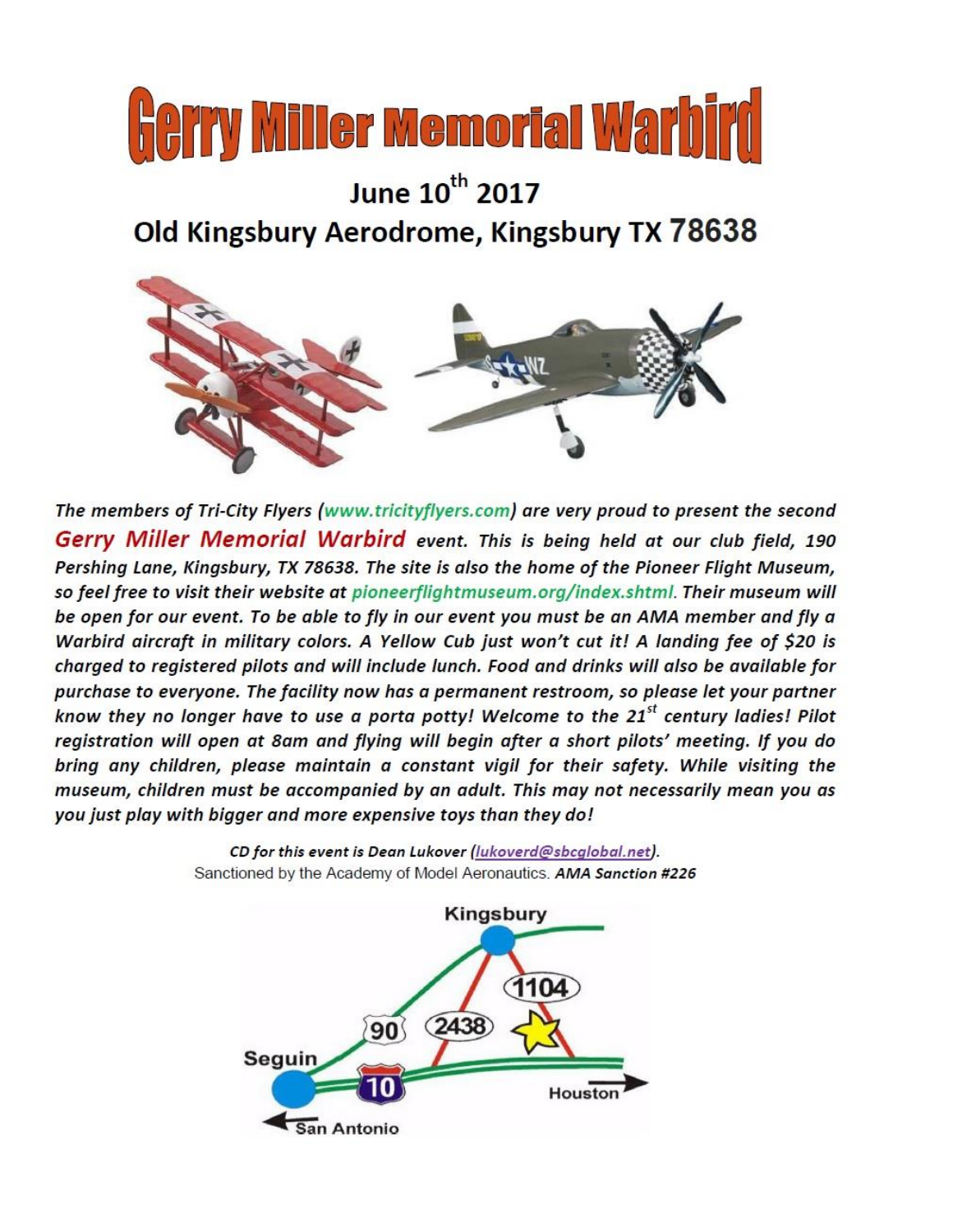# Gerry Miller Memorial Warbird

## June 10th 2017

## Old Kingsbury Aerodrome, Kingsbury TX 78638

*The members of Tri-City Flyers (www.tricityflyers.com) are very proud to present the second* ***Gerry Miller Memorial Warbird*** *event. This is being held at our club field, 190 Pershing Lane, Kingsbury, TX 78638. The site is also the home of the Pioneer Flight Museum, so feel free to visit their website at pioneerflightmuseum.org/index.shtml. Their museum will be open for our event. To be able to fly in our event you must be an AMA member and fly a Warbird aircraft in military colors. A Yellow Cub just won't cut it! A landing fee of $20 is charged to registered pilots and will include lunch. Food and drinks will also be available for purchase to everyone. The facility now has a permanent restroom, so please let your partner know they no longer have to use a porta potty! Welcome to the 21st century ladies! Pilot registration will open at 8am and flying will begin after a short pilots' meeting. If you do bring any children, please maintain a constant vigil for their safety. While visiting the museum, children must be accompanied by an adult. This may not necessarily mean you as you just play with bigger and more expensive toys than they do!*

*CD for this event is Dean Lukover (lukoverd@sbcglobal.net).*

Sanctioned by the Academy of Model Aeronautics. ***AMA Sanction #226***

Kingsbury

90 2438 1104

Seguin 10 Houston

San Antonio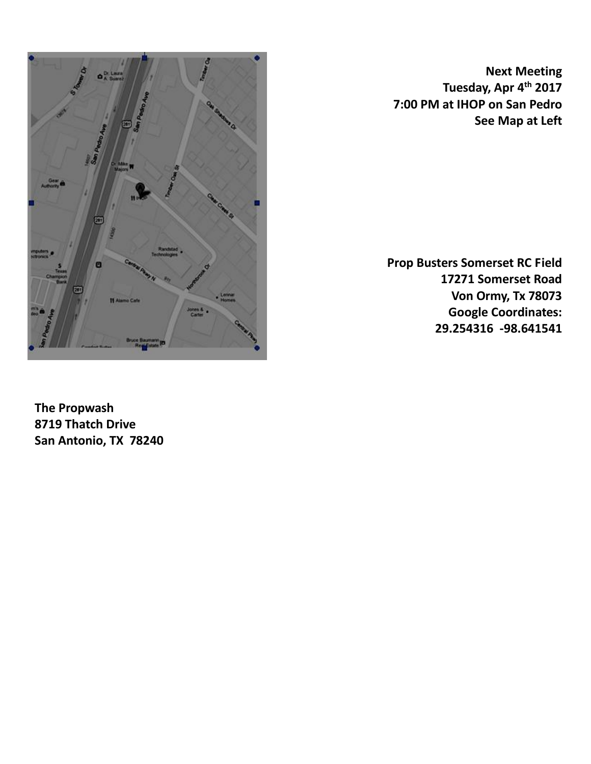**Next Meeting**
**Tuesday, Apr 4th 2017**
**7:00 PM at IHOP on San Pedro**
**See Map at Left**

**Prop Busters Somerset RC Field**
**17271 Somerset Road**
**Von Ormy, Tx 78073**
**Google Coordinates:**
**29.254316 -98.641541**

**The Propwash**
**8719 Thatch Drive**
**San Antonio, TX 78240**